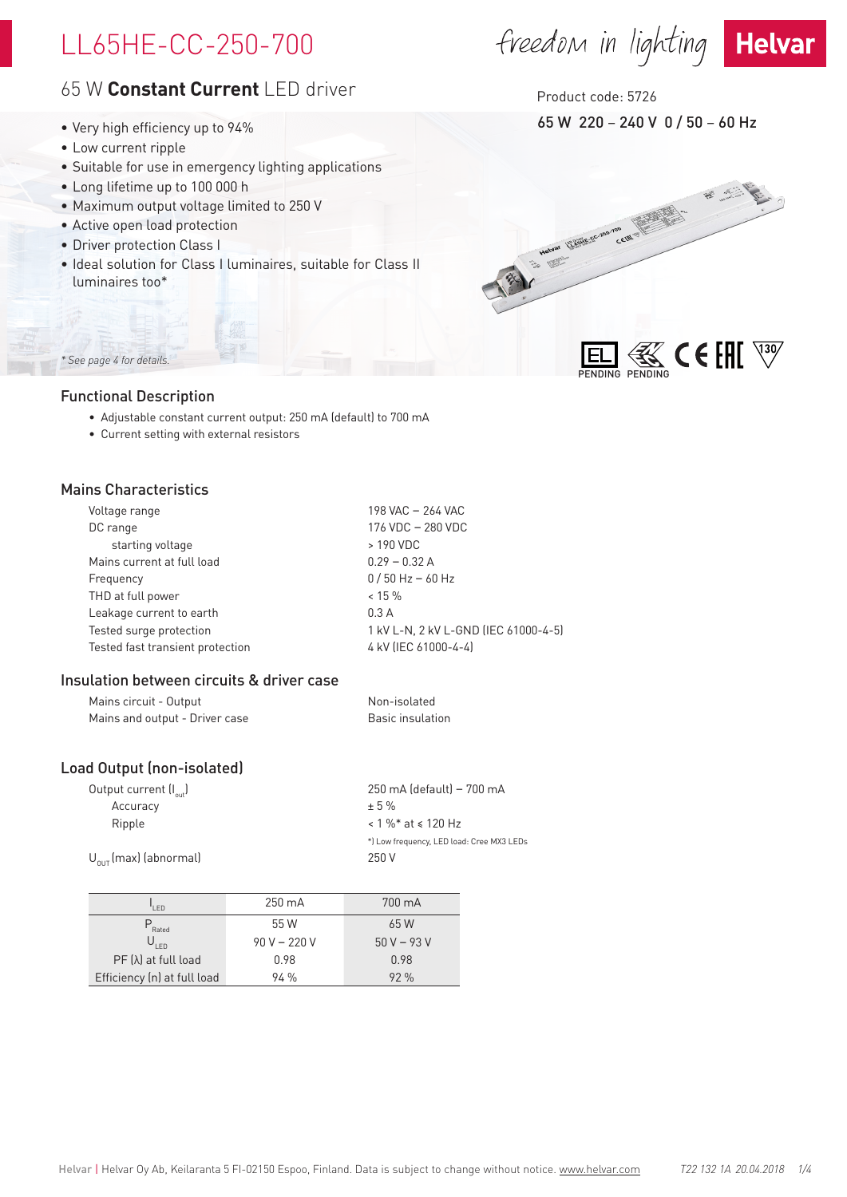# LL65HE-CC-250-700

freedom in lighting **Helvar**

## 65 W **Constant Current** LED driver

Product code: 5726

65 W 220 – 240 V 0 / 50 – 60 Hz

- Very high efficiency up to 94%
- Low current ripple
- Suitable for use in emergency lighting applications
- Long lifetime up to 100 000 h
- Maximum output voltage limited to 250 V
- Active open load protection
- Driver protection Class I
- Ideal solution for Class I luminaires, suitable for Class II luminaires too*

EL PENDING ENEC PENDING CE EAC 130

*\* See page 4 for details.*

### Functional Description

- Adjustable constant current output: 250 mA (default) to 700 mA
- Current setting with external resistors

### Mains Characteristics

| | |
|---|---|
| Voltage range | 198 VAC – 264 VAC |
| DC range | 176 VDC – 280 VDC |
| starting voltage | > 190 VDC |
| Mains current at full load | 0.29 – 0.32 A |
| Frequency | 0 / 50 Hz – 60 Hz |
| THD at full power | < 15 % |
| Leakage current to earth | 0.3 A |
| Tested surge protection | 1 kV L-N, 2 kV L-GND (IEC 61000-4-5) |
| Tested fast transient protection | 4 kV (IEC 61000-4-4) |

### Insulation between circuits & driver case

| | |
|---|---|
| Mains circuit - Output | Non-isolated |
| Mains and output - Driver case | Basic insulation |

### Load Output (non-isolated)

| | |
|---|---|
| Output current ($I_{out}$) | 250 mA (default) – 700 mA |
| Accuracy | ± 5 % |
| Ripple | < 1 %* at ≤ 120 Hz |
| | *) Low frequency, LED load: Cree MX3 LEDs |
| $U_{OUT}$ (max) (abnormal) | 250 V |

| $I_{LED}$ | 250 mA | 700 mA |
|---|---|---|
| $P_{Rated}$ | 55 W | 65 W |
| $U_{LED}$ | 90 V – 220 V | 50 V – 93 V |
| PF (λ) at full load | 0.98 | 0.98 |
| Efficiency (η) at full load | 94 % | 92 % |

Helvar | Helvar Oy Ab, Keilaranta 5 FI-02150 Espoo, Finland. Data is subject to change without notice. www.helvar.com T22 132 1A 20.04.2018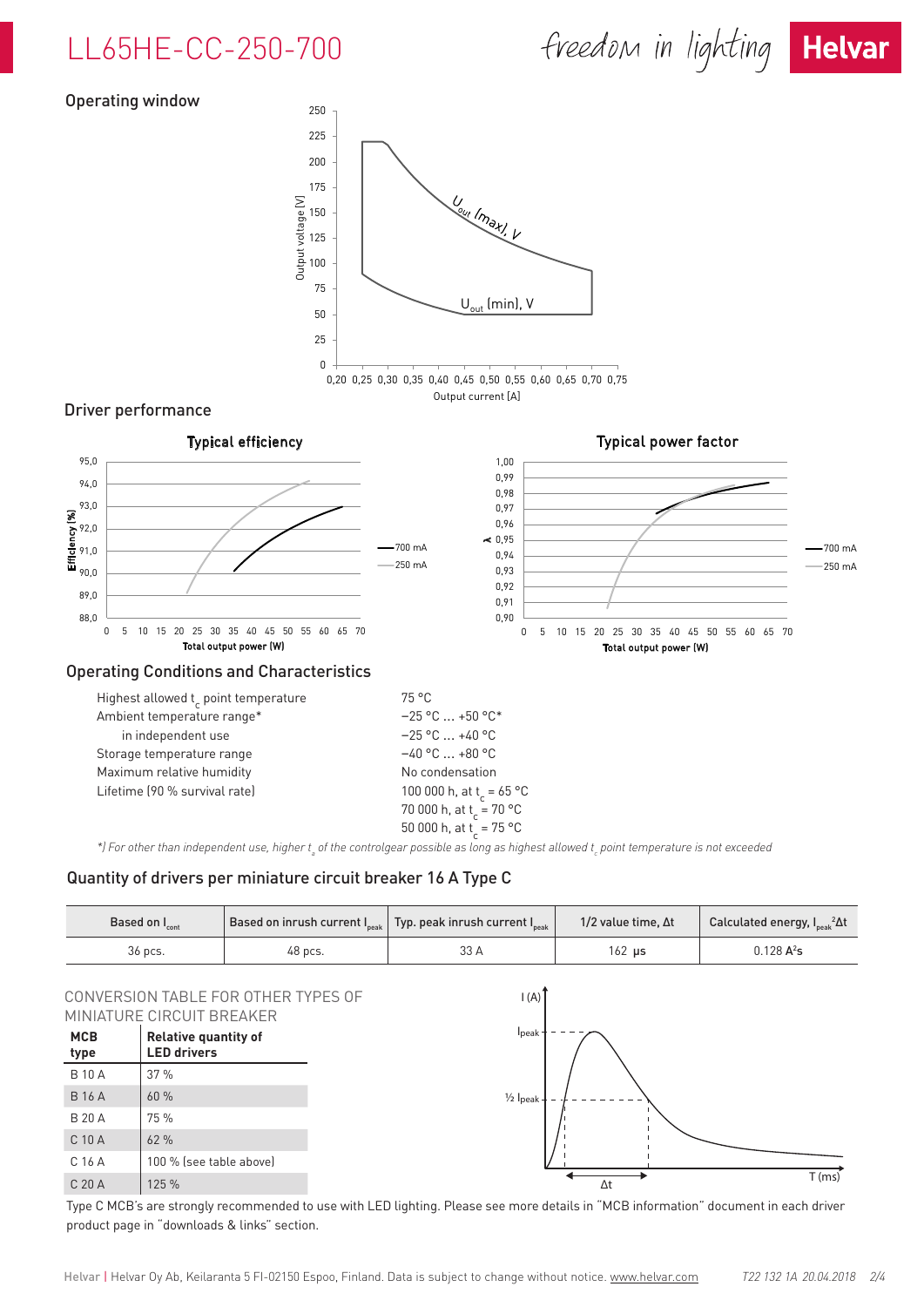# LL65HE-CC-250-700

## Operating window

## Driver performance

## Operating Conditions and Characteristics

| | |
|---|---|
| Highest allowed $t_c$ point temperature | 75 °C |
| Ambient temperature range* | −25 °C ... +50 °C* |
| in independent use | −25 °C ... +40 °C |
| Storage temperature range | −40 °C ... +80 °C |
| Maximum relative humidity | No condensation |
| Lifetime (90 % survival rate) | 100 000 h, at $t_c$ = 65 °C |
| | 70 000 h, at $t_c$ = 70 °C |
| | 50 000 h, at $t_c$ = 75 °C |

*\*) For other than independent use, higher $t_a$ of the controlgear possible as long as highest allowed $t_c$ point temperature is not exceeded*

## Quantity of drivers per miniature circuit breaker 16 A Type C

| Based on $I_{cont}$ | Based on inrush current $I_{peak}$ | Typ. peak inrush current $I_{peak}$ | 1/2 value time, Δt | Calculated energy, $I_{peak}{}^2\Delta t$ |
|---|---|---|---|---|
| 36 pcs. | 48 pcs. | 33 A | 162 µs | 0.128 $A^2s$ |

### CONVERSION TABLE FOR OTHER TYPES OF MINIATURE CIRCUIT BREAKER

| MCB type | Relative quantity of LED drivers |
|---|---|
| B 10 A | 37 % |
| B 16 A | 60 % |
| B 20 A | 75 % |
| C 10 A | 62 % |
| C 16 A | 100 % (see table above) |
| C 20 A | 125 % |

Type C MCB's are strongly recommended to use with LED lighting. Please see more details in "MCB information" document in each driver product page in "downloads & links" section.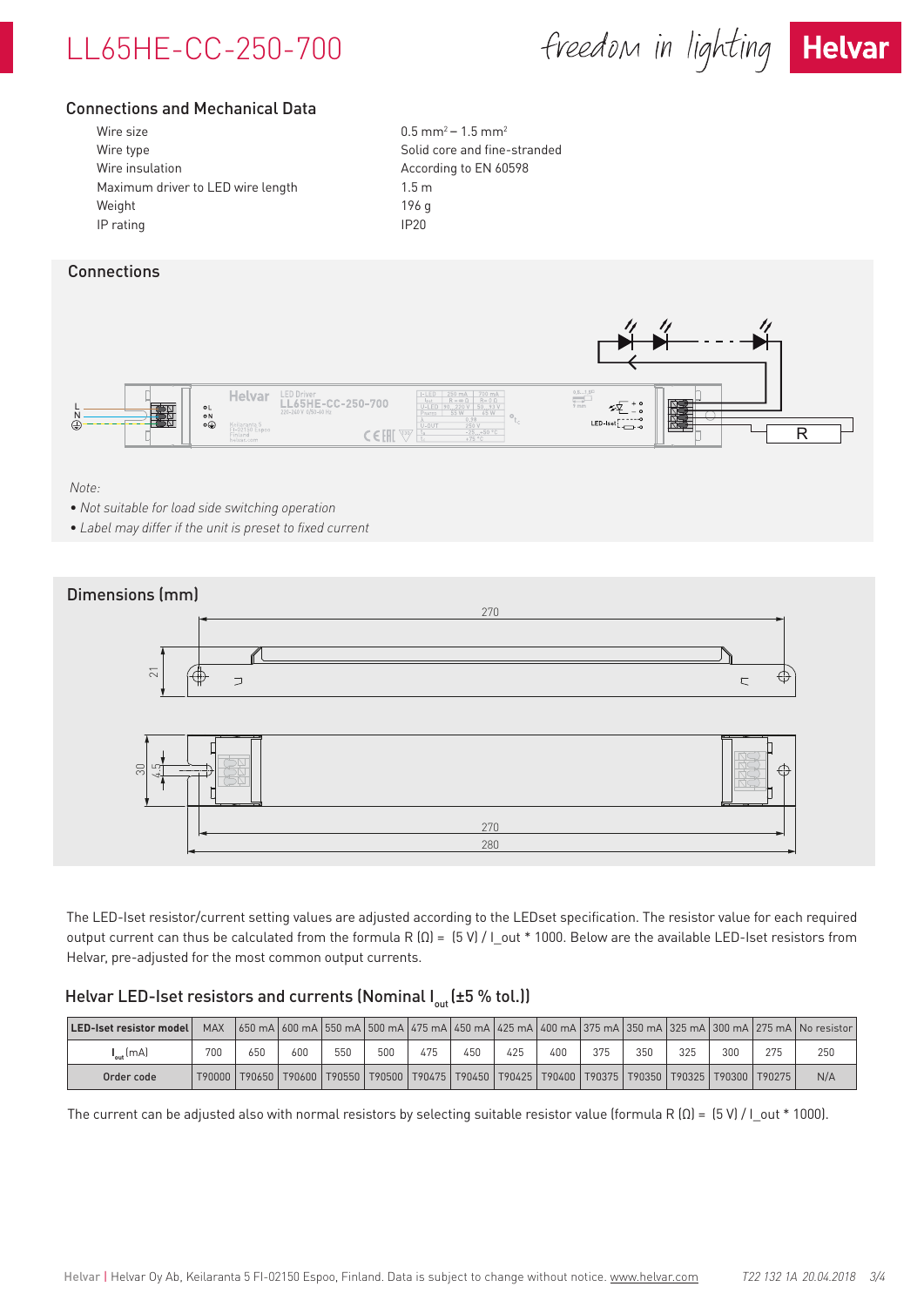# LL65HE-CC-250-700

## Connections and Mechanical Data

| | |
|---|---|
| Wire size | 0.5 mm² – 1.5 mm² |
| Wire type | Solid core and fine-stranded |
| Wire insulation | According to EN 60598 |
| Maximum driver to LED wire length | 1.5 m |
| Weight | 196 g |
| IP rating | IP20 |

## Connections

*Note:*

- *Not suitable for load side switching operation*
- *Label may differ if the unit is preset to fixed current*

## Dimensions (mm)

The LED-Iset resistor/current setting values are adjusted according to the LEDset specification. The resistor value for each required output current can thus be calculated from the formula R (Ω) = (5 V) / I_out * 1000. Below are the available LED-Iset resistors from Helvar, pre-adjusted for the most common output currents.

### Helvar LED-Iset resistors and currents (Nominal $I_{out}$ (±5 % tol.))

| LED-Iset resistor model | MAX | 650 mA | 600 mA | 550 mA | 500 mA | 475 mA | 450 mA | 425 mA | 400 mA | 375 mA | 350 mA | 325 mA | 300 mA | 275 mA | No resistor |
|---|---|---|---|---|---|---|---|---|---|---|---|---|---|---|---|
| $I_{out}$ (mA) | 700 | 650 | 600 | 550 | 500 | 475 | 450 | 425 | 400 | 375 | 350 | 325 | 300 | 275 | 250 |
| Order code | T90000 | T90650 | T90600 | T90550 | T90500 | T90475 | T90450 | T90425 | T90400 | T90375 | T90350 | T90325 | T90300 | T90275 | N/A |

The current can be adjusted also with normal resistors by selecting suitable resistor value (formula R (Ω) = (5 V) / I_out * 1000).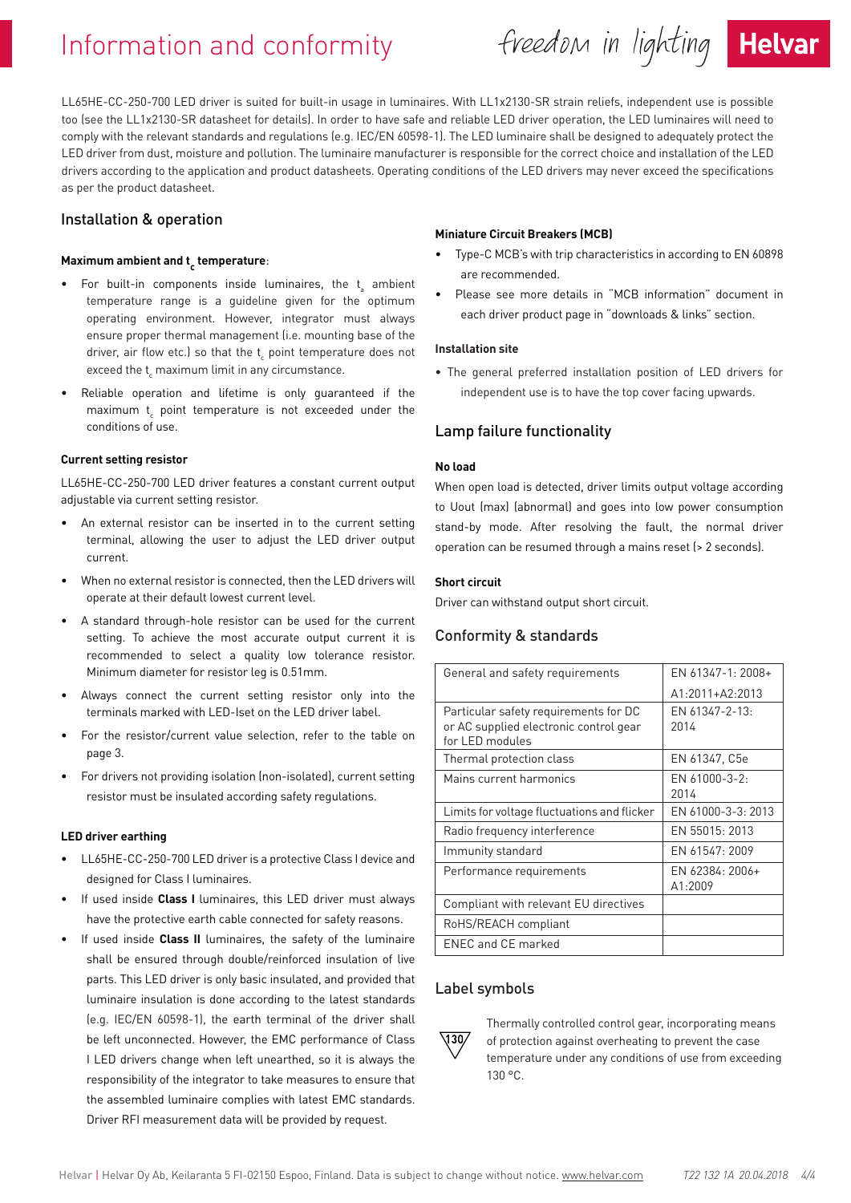# Information and conformity

LL65HE-CC-250-700 LED driver is suited for built-in usage in luminaires. With LL1x2130-SR strain reliefs, independent use is possible too (see the LL1x2130-SR datasheet for details). In order to have safe and reliable LED driver operation, the LED luminaires will need to comply with the relevant standards and regulations (e.g. IEC/EN 60598-1). The LED luminaire shall be designed to adequately protect the LED driver from dust, moisture and pollution. The luminaire manufacturer is responsible for the correct choice and installation of the LED drivers according to the application and product datasheets. Operating conditions of the LED drivers may never exceed the specifications as per the product datasheet.

## Installation & operation

#### Maximum ambient and $t_c$ temperature:

- For built-in components inside luminaires, the $t_a$ ambient temperature range is a guideline given for the optimum operating environment. However, integrator must always ensure proper thermal management (i.e. mounting base of the driver, air flow etc.) so that the $t_c$ point temperature does not exceed the $t_c$ maximum limit in any circumstance.
- Reliable operation and lifetime is only guaranteed if the maximum $t_c$ point temperature is not exceeded under the conditions of use.

#### Current setting resistor

LL65HE-CC-250-700 LED driver features a constant current output adjustable via current setting resistor.

- An external resistor can be inserted in to the current setting terminal, allowing the user to adjust the LED driver output current.
- When no external resistor is connected, then the LED drivers will operate at their default lowest current level.
- A standard through-hole resistor can be used for the current setting. To achieve the most accurate output current it is recommended to select a quality low tolerance resistor. Minimum diameter for resistor leg is 0.51mm.
- Always connect the current setting resistor only into the terminals marked with LED-Iset on the LED driver label.
- For the resistor/current value selection, refer to the table on page 3.
- For drivers not providing isolation (non-isolated), current setting resistor must be insulated according safety regulations.

#### LED driver earthing

- LL65HE-CC-250-700 LED driver is a protective Class I device and designed for Class I luminaires.
- If used inside **Class I** luminaires, this LED driver must always have the protective earth cable connected for safety reasons.
- If used inside **Class II** luminaires, the safety of the luminaire shall be ensured through double/reinforced insulation of live parts. This LED driver is only basic insulated, and provided that luminaire insulation is done according to the latest standards (e.g. IEC/EN 60598-1), the earth terminal of the driver shall be left unconnected. However, the EMC performance of Class I LED drivers change when left unearthed, so it is always the responsibility of the integrator to take measures to ensure that the assembled luminaire complies with latest EMC standards. Driver RFI measurement data will be provided by request.

#### Miniature Circuit Breakers (MCB)

- Type-C MCB's with trip characteristics in according to EN 60898 are recommended.
- Please see more details in "MCB information" document in each driver product page in "downloads & links" section.

#### Installation site

- The general preferred installation position of LED drivers for independent use is to have the top cover facing upwards.

## Lamp failure functionality

#### No load

When open load is detected, driver limits output voltage according to Uout (max) (abnormal) and goes into low power consumption stand-by mode. After resolving the fault, the normal driver operation can be resumed through a mains reset (> 2 seconds).

#### Short circuit

Driver can withstand output short circuit.

## Conformity & standards

| | |
|---|---|
| General and safety requirements | EN 61347-1: 2008+ A1:2011+A2:2013 |
| Particular safety requirements for DC or AC supplied electronic control gear for LED modules | EN 61347-2-13: 2014 |
| Thermal protection class | EN 61347, C5e |
| Mains current harmonics | EN 61000-3-2: 2014 |
| Limits for voltage fluctuations and flicker | EN 61000-3-3: 2013 |
| Radio frequency interference | EN 55015: 2013 |
| Immunity standard | EN 61547: 2009 |
| Performance requirements | EN 62384: 2006+ A1:2009 |
| Compliant with relevant EU directives | |
| RoHS/REACH compliant | |
| ENEC and CE marked | |

## Label symbols

130 — Thermally controlled control gear, incorporating means of protection against overheating to prevent the case temperature under any conditions of use from exceeding 130 °C.